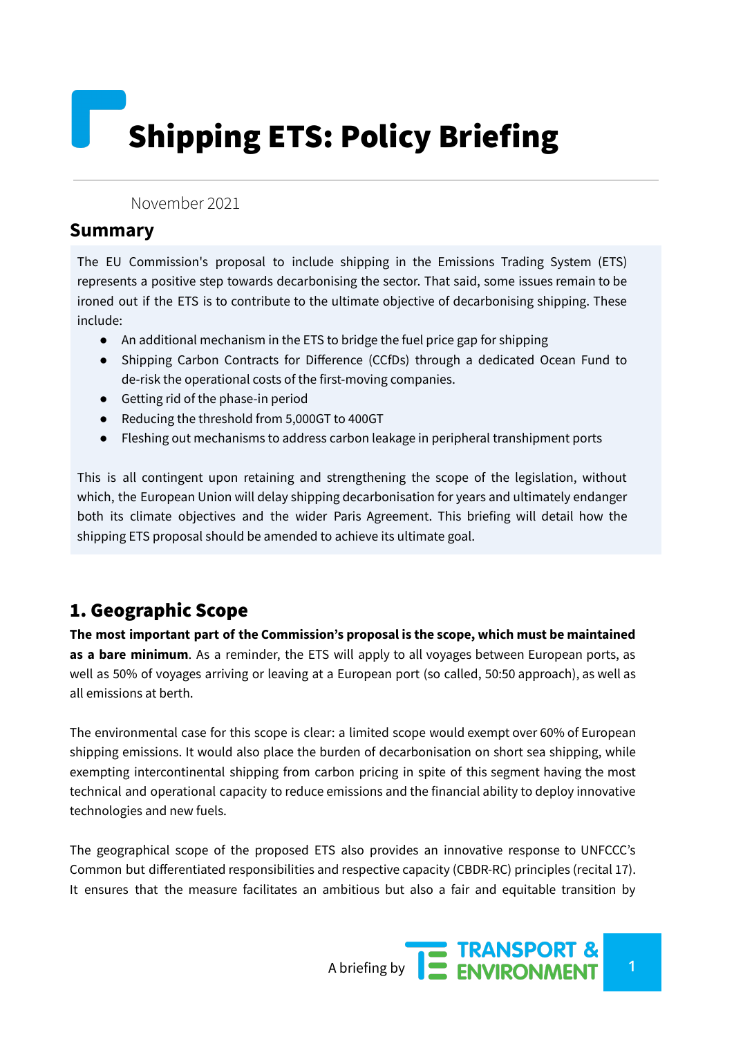# Shipping ETS: Policy Briefing

November 2021

## Summary

The EU Commission's proposal to include shipping in the Emissions Trading System (ETS) represents a positive step towards decarbonising the sector. That said, some issues remain to be ironed out if the ETS is to contribute to the ultimate objective of decarbonising shipping. These include:

- An additional mechanism in the ETS to bridge the fuel price gap for shipping
- Shipping Carbon Contracts for Difference (CCfDs) through a dedicated Ocean Fund to de-risk the operational costs of the first-moving companies.
- Getting rid of the phase-in period
- Reducing the threshold from 5,000GT to 400GT
- Fleshing out mechanisms to address carbon leakage in peripheral transhipment ports

This is all contingent upon retaining and strengthening the scope of the legislation, without which, the European Union will delay shipping decarbonisation for years and ultimately endanger both its climate objectives and the wider Paris Agreement. This briefing will detail how the shipping ETS proposal should be amended to achieve its ultimate goal.

## 1. Geographic Scope

**The most important part of the Commission's proposal is the scope, which must be maintained as a bare minimum**. As a reminder, the ETS will apply to all voyages between European ports, as well as 50% of voyages arriving or leaving at a European port (so called, 50:50 approach), as well as all emissions at berth.

The environmental case for this scope is clear: a limited scope would exempt over 60% of European shipping emissions. It would also place the burden of decarbonisation on short sea shipping, while exempting intercontinental shipping from carbon pricing in spite of this segment having the most technical and operational capacity to reduce emissions and the financial ability to deploy innovative technologies and new fuels.

The geographical scope of the proposed ETS also provides an innovative response to UNFCCC's Common but differentiated responsibilities and respective capacity (CBDR-RC) principles (recital 17). It ensures that the measure facilitates an ambitious but also a fair and equitable transition by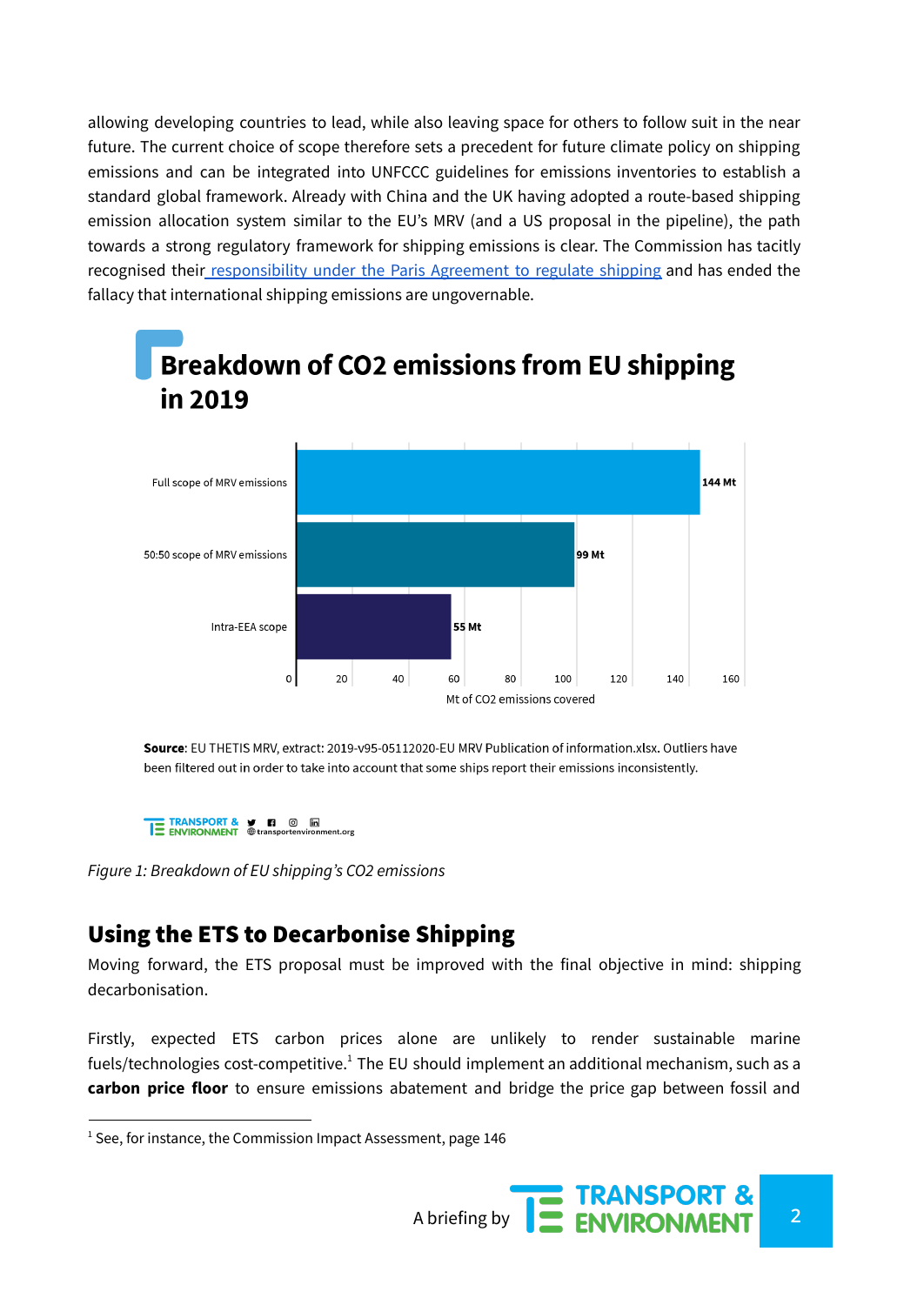allowing developing countries to lead, while also leaving space for others to follow suit in the near future. The current choice of scope therefore sets a precedent for future climate policy on shipping emissions and can be integrated into UNFCCC guidelines for emissions inventories to establish a standard global framework. Already with China and the UK having adopted a route-based shipping emission allocation system similar to the EU's MRV (and a US proposal in the pipeline), the path towards a strong regulatory framework for shipping emissions is clear. The Commission has tacitly recognised their responsibility under the Paris Agreement to regulate shipping and has ended the fallacy that international shipping emissions are ungovernable.

## Breakdown of CO2 emissions from EU shipping in 2019

Full scope of MRV emissions
144 Mt
50:50 scope of MRV emissions
99 Mt
Intra-EEA scope
55 Mt

0
20
40
60
80
100
120
140
160

Mt of CO2 emissions covered

**Source**: EU THETIS MRV, extract: 2019-v95-05112020-EU MRV Publication of information.xlsx. Outliers have been filtered out in order to take into account that some ships report their emissions inconsistently.

TRANSPORT & ENVIRONMENT transportenvironment.org

*Figure 1: Breakdown of EU shipping's CO2 emissions*

## Using the ETS to Decarbonise Shipping

Moving forward, the ETS proposal must be improved with the final objective in mind: shipping decarbonisation.

Firstly, expected ETS carbon prices alone are unlikely to render sustainable marine fuels/technologies cost-competitive.[1] The EU should implement an additional mechanism, such as a **carbon price floor** to ensure emissions abatement and bridge the price gap between fossil and

[1] See, for instance, the Commission Impact Assessment, page 146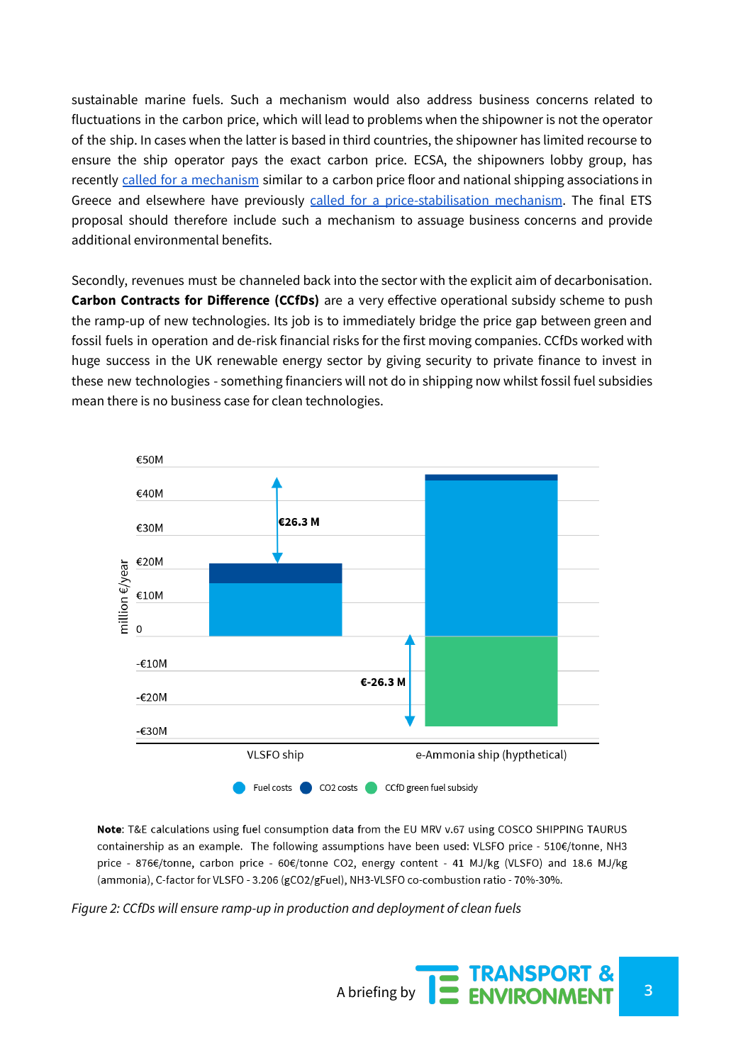sustainable marine fuels. Such a mechanism would also address business concerns related to fluctuations in the carbon price, which will lead to problems when the shipowner is not the operator of the ship. In cases when the latter is based in third countries, the shipowner has limited recourse to ensure the ship operator pays the exact carbon price. ECSA, the shipowners lobby group, has recently called for a mechanism similar to a carbon price floor and national shipping associations in Greece and elsewhere have previously called for a price-stabilisation mechanism. The final ETS proposal should therefore include such a mechanism to assuage business concerns and provide additional environmental benefits.

Secondly, revenues must be channeled back into the sector with the explicit aim of decarbonisation. **Carbon Contracts for Difference (CCfDs)** are a very effective operational subsidy scheme to push the ramp-up of new technologies. Its job is to immediately bridge the price gap between green and fossil fuels in operation and de-risk financial risks for the first moving companies. CCfDs worked with huge success in the UK renewable energy sector by giving security to private finance to invest in these new technologies - something financiers will not do in shipping now whilst fossil fuel subsidies mean there is no business case for clean technologies.

€50M
€40M
€30M
€20M
€10M
0
-€10M
-€20M
-€30M
million €/year
€26.3 M
€-26.3 M
VLSFO ship
e-Ammonia ship (hypthetical)
Fuel costs
CO2 costs
CCfD green fuel subsidy

**Note**: T&E calculations using fuel consumption data from the EU MRV v.67 using COSCO SHIPPING TAURUS containership as an example. The following assumptions have been used: VLSFO price - 510€/tonne, NH3 price - 876€/tonne, carbon price - 60€/tonne CO2, energy content - 41 MJ/kg (VLSFO) and 18.6 MJ/kg (ammonia), C-factor for VLSFO - 3.206 (gCO2/gFuel), NH3-VLSFO co-combustion ratio - 70%-30%.

*Figure 2: CCfDs will ensure ramp-up in production and deployment of clean fuels*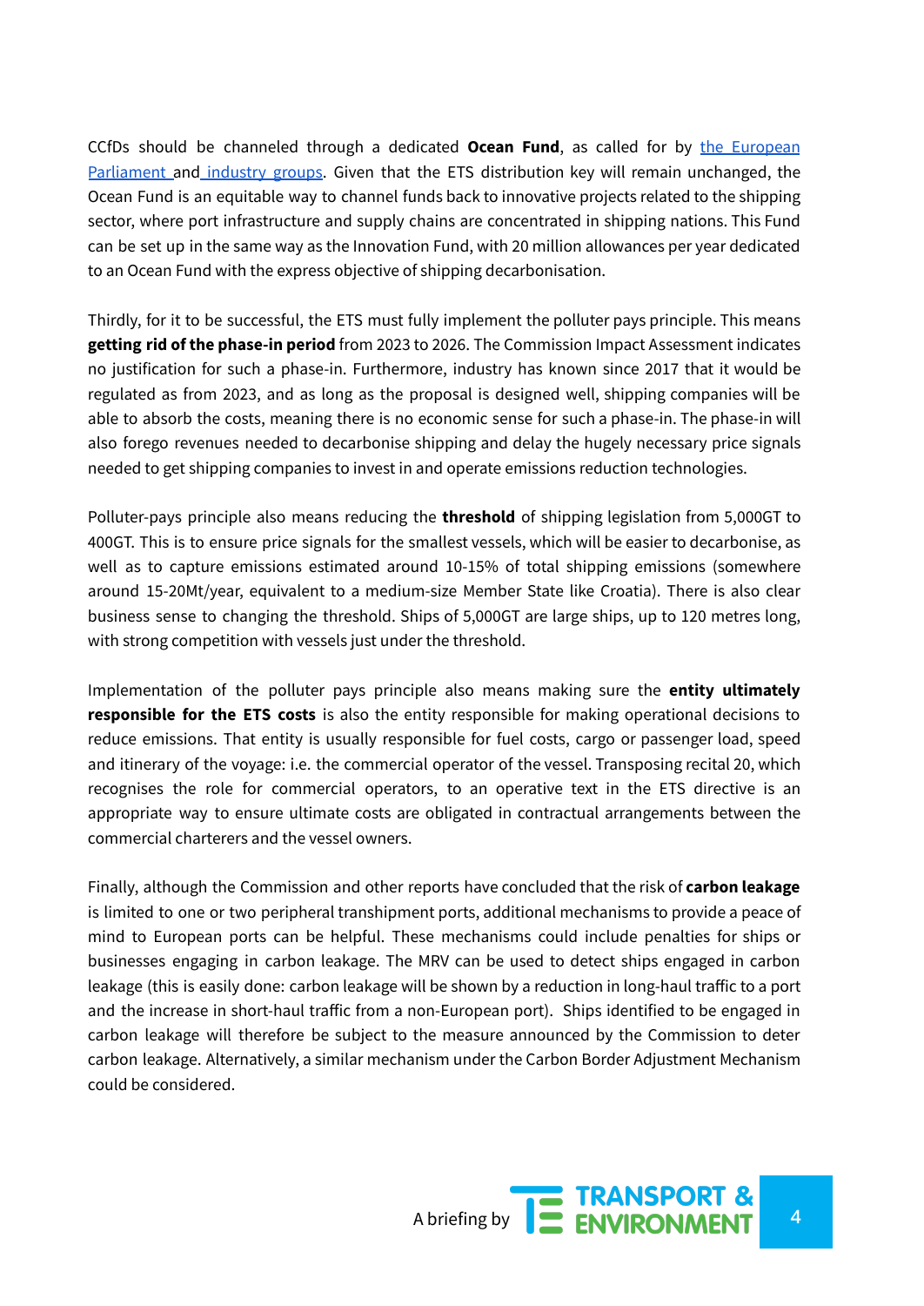CCfDs should be channeled through a dedicated **Ocean Fund**, as called for by [the European Parliament](#) and [industry groups](#). Given that the ETS distribution key will remain unchanged, the Ocean Fund is an equitable way to channel funds back to innovative projects related to the shipping sector, where port infrastructure and supply chains are concentrated in shipping nations. This Fund can be set up in the same way as the Innovation Fund, with 20 million allowances per year dedicated to an Ocean Fund with the express objective of shipping decarbonisation.

Thirdly, for it to be successful, the ETS must fully implement the polluter pays principle. This means **getting rid of the phase-in period** from 2023 to 2026. The Commission Impact Assessment indicates no justification for such a phase-in. Furthermore, industry has known since 2017 that it would be regulated as from 2023, and as long as the proposal is designed well, shipping companies will be able to absorb the costs, meaning there is no economic sense for such a phase-in. The phase-in will also forego revenues needed to decarbonise shipping and delay the hugely necessary price signals needed to get shipping companies to invest in and operate emissions reduction technologies.

Polluter-pays principle also means reducing the **threshold** of shipping legislation from 5,000GT to 400GT. This is to ensure price signals for the smallest vessels, which will be easier to decarbonise, as well as to capture emissions estimated around 10-15% of total shipping emissions (somewhere around 15-20Mt/year, equivalent to a medium-size Member State like Croatia). There is also clear business sense to changing the threshold. Ships of 5,000GT are large ships, up to 120 metres long, with strong competition with vessels just under the threshold.

Implementation of the polluter pays principle also means making sure the **entity ultimately responsible for the ETS costs** is also the entity responsible for making operational decisions to reduce emissions. That entity is usually responsible for fuel costs, cargo or passenger load, speed and itinerary of the voyage: i.e. the commercial operator of the vessel. Transposing recital 20, which recognises the role for commercial operators, to an operative text in the ETS directive is an appropriate way to ensure ultimate costs are obligated in contractual arrangements between the commercial charterers and the vessel owners.

Finally, although the Commission and other reports have concluded that the risk of **carbon leakage** is limited to one or two peripheral transhipment ports, additional mechanisms to provide a peace of mind to European ports can be helpful. These mechanisms could include penalties for ships or businesses engaging in carbon leakage. The MRV can be used to detect ships engaged in carbon leakage (this is easily done: carbon leakage will be shown by a reduction in long-haul traffic to a port and the increase in short-haul traffic from a non-European port). Ships identified to be engaged in carbon leakage will therefore be subject to the measure announced by the Commission to deter carbon leakage. Alternatively, a similar mechanism under the Carbon Border Adjustment Mechanism could be considered.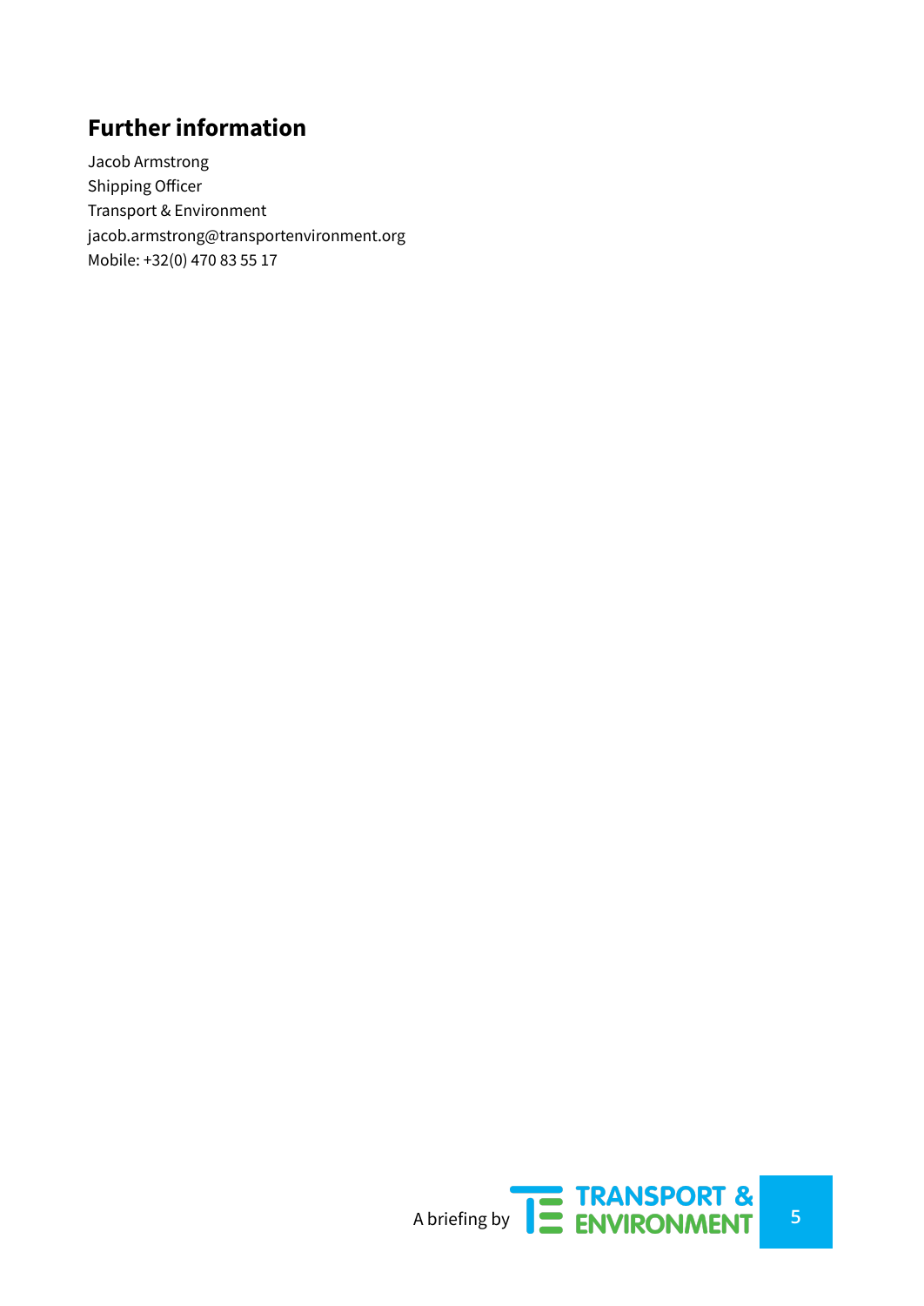## Further information

Jacob Armstrong
Shipping Officer
Transport & Environment
jacob.armstrong@transportenvironment.org
Mobile: +32(0) 470 83 55 17